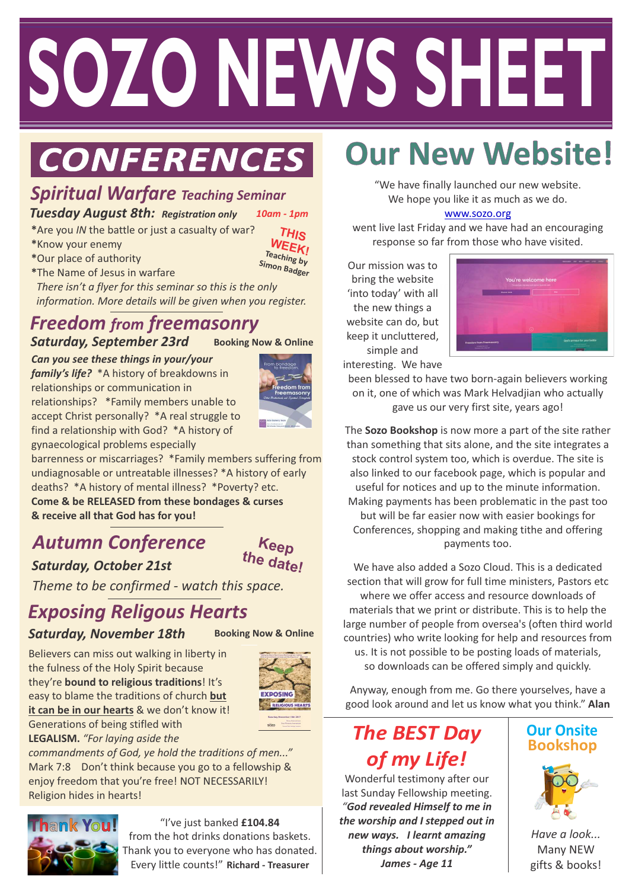# SOZO NEWS SHEET

## CONFERENCES

### *Spiritual Warfare* *Teaching Seminar*

***Tuesday August 8th:*** ***Registration only*** *10am - 1pm*

**THIS WEEK!** Teaching by Simon Badger

*Are you *IN* the battle or just a casualty of war?
*Know your enemy
*Our place of authority
*The Name of Jesus in warfare

*There isn't a flyer for this seminar so this is the only information. More details will be given when you register.*

### *Freedom from freemasonry*

***Saturday, September 23rd*** **Booking Now & Online**

***Can you see these things in your/your family's life?*** *A history of breakdowns in relationships or communication in relationships? *Family members unable to accept Christ personally? *A real struggle to find a relationship with God? *A history of gynaecological problems especially barrenness or miscarriages? *Family members suffering from undiagnosable or untreatable illnesses? *A history of early deaths? *A history of mental illness? *Poverty? etc.
**Come & be RELEASED from these bondages & curses & receive all that God has for you!**

### *Autumn Conference*

***Saturday, October 21st*** **Keep the date!**

*Theme to be confirmed - watch this space.*

### *Exposing Religous Hearts*

***Saturday, November 18th*** **Booking Now & Online**

Believers can miss out walking in liberty in the fulness of the Holy Spirit because they're **bound to religious traditions**! It's easy to blame the traditions of church **but it can be in our hearts** & we don't know it! Generations of being stifled with **LEGALISM.** *"For laying aside the commandments of God, ye hold the traditions of men..."* Mark 7:8 Don't think because you go to a fellowship & enjoy freedom that you're free! NOT NECESSARILY! Religion hides in hearts!

**Thank You!**

"I've just banked **£104.84** from the hot drinks donations baskets. Thank you to everyone who has donated. Every little counts!" **Richard - Treasurer**

## Our New Website!

"We have finally launched our new website. We hope you like it as much as we do.
www.sozo.org
went live last Friday and we have had an encouraging response so far from those who have visited.

Our mission was to bring the website 'into today' with all the new things a website can do, but keep it uncluttered, simple and interesting. We have been blessed to have two born-again believers working on it, one of which was Mark Helvadjian who actually gave us our very first site, years ago!

The **Sozo Bookshop** is now more a part of the site rather than something that sits alone, and the site integrates a stock control system too, which is overdue. The site is also linked to our facebook page, which is popular and useful for notices and up to the minute information. Making payments has been problematic in the past too but will be far easier now with easier bookings for Conferences, shopping and making tithe and offering payments too.

We have also added a Sozo Cloud. This is a dedicated section that will grow for full time ministers, Pastors etc where we offer access and resource downloads of materials that we print or distribute. This is to help the large number of people from oversea's (often third world countries) who write looking for help and resources from us. It is not possible to be posting loads of materials, so downloads can be offered simply and quickly.

Anyway, enough from me. Go there yourselves, have a good look around and let us know what you think." **Alan**

### *The BEST Day of my Life!*

Wonderful testimony after our last Sunday Fellowship meeting.
***"God revealed Himself to me in the worship and I stepped out in new ways. I learnt amazing things about worship."***
***James - Age 11***

### Our Onsite Bookshop

*Have a look...*
Many NEW gifts & books!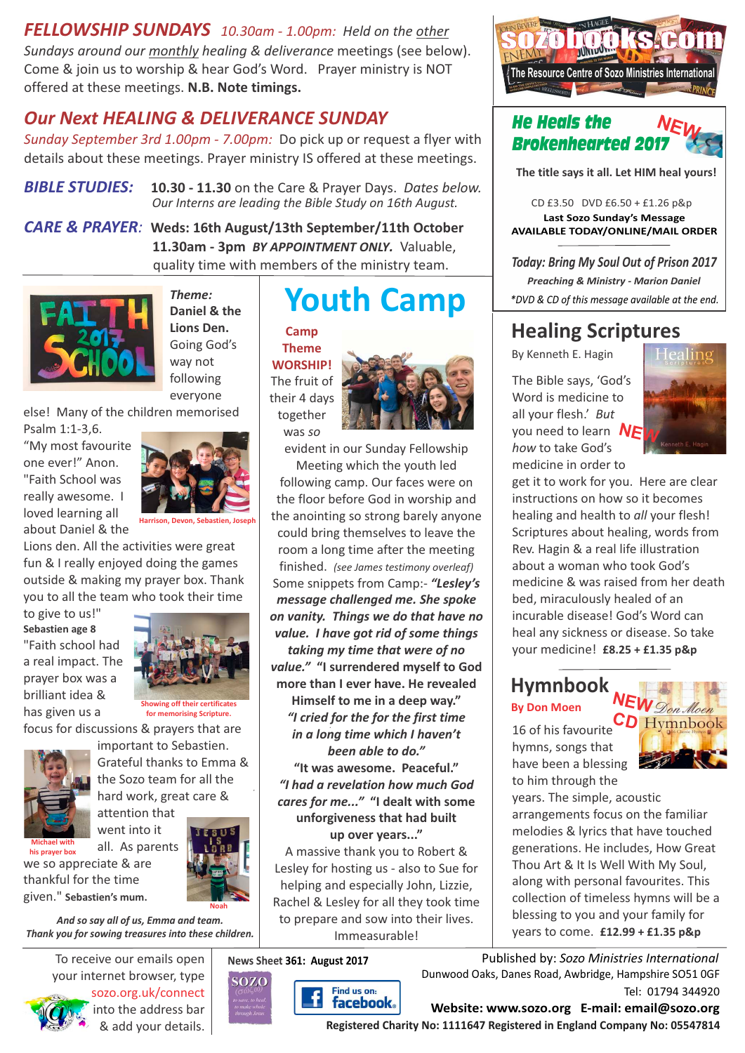## *FELLOWSHIP SUNDAYS* *10.30am - 1.00pm: Held on the other Sundays around our monthly healing & deliverance meetings (see below).*

Come & join us to worship & hear God's Word. Prayer ministry is NOT offered at these meetings. **N.B. Note timings.**

## *Our Next HEALING & DELIVERANCE SUNDAY*

*Sunday September 3rd 1.00pm - 7.00pm:* Do pick up or request a flyer with details about these meetings. Prayer ministry IS offered at these meetings.

***BIBLE STUDIES:*** **10.30 - 11.30** on the Care & Prayer Days. *Dates below. Our Interns are leading the Bible Study on 16th August.*

***CARE & PRAYER:*** **Weds: 16th August/13th September/11th October 11.30am - 3pm** ***BY APPOINTMENT ONLY.*** Valuable, quality time with members of the ministry team.

FAITH 2017 SCHOOL

**Theme: Daniel & the Lions Den.** Going God's way not following everyone else! Many of the children memorised Psalm 1:1-3,6.

"My most favourite one ever!" Anon.

"Faith School was really awesome. I loved learning all about Daniel & the Lions den. All the activities were great fun & I really enjoyed doing the games outside & making my prayer box. Thank you to all the team who took their time to give to us!" **Sebastien age 8**

Harrison, Devon, Sebastien, Joseph

"Faith school had a real impact. The prayer box was a brilliant idea & has given us a focus for discussions & prayers that are important to Sebastien. Grateful thanks to Emma & the Sozo team for all the hard work, great care & attention that went into it all. As parents we so appreciate & are thankful for the time given." **Sebastien's mum.**

Showing off their certificates for memorising Scripture.

Michael with his prayer box

Noah

***And so say all of us, Emma and team. Thank you for sowing treasures into these children.***

# Youth Camp

**Camp Theme WORSHIP!** The fruit of their 4 days together was *so* evident in our Sunday Fellowship Meeting which the youth led following camp. Our faces were on the floor before God in worship and the anointing so strongly barely anyone could bring themselves to leave the room a long time after the meeting finished. *(see James testimony overleaf)* Some snippets from Camp:- ***"Lesley's message challenged me. She spoke on vanity. Things we do that have no value. I have got rid of some things taking my time that were of no value."*** **"I surrendered myself to God more than I ever have. He revealed Himself to me in a deep way."** ***"I cried for the for the first time in a long time which I haven't been able to do."*** **"It was awesome. Peaceful."** ***"I had a revelation how much God cares for me..."*** **"I dealt with some unforgiveness that had built up over years..."**

A massive thank you to Robert & Lesley for hosting us - also to Sue for helping and especially John, Lizzie, Rachel & Lesley for all they took time to prepare and sow into their lives. Immeasurable!

sozobooks.com — The Resource Centre of Sozo Ministries International

## *He Heals the Brokenhearted 2017* NEW

**The title says it all. Let HIM heal yours!**

CD £3.50 DVD £6.50 + £1.26 p&p
**Last Sozo Sunday's Message AVAILABLE TODAY/ONLINE/MAIL ORDER**

*Today: Bring My Soul Out of Prison 2017*
***Preaching & Ministry - Marion Daniel***
*\*DVD & CD of this message available at the end.*

## Healing Scriptures NEW

By Kenneth E. Hagin

The Bible says, 'God's Word is medicine to all your flesh.' *But* you need to learn *how* to take God's medicine in order to get it to work for you. Here are clear instructions on how so it becomes healing and health to *all* your flesh! Scriptures about healing, words from Rev. Hagin & a real life illustration about a woman who took God's medicine & was raised from her death bed, miraculously healed of an incurable disease! God's Word can heal any sickness or disease. So take your medicine! **£8.25 + £1.35 p&p**

## Hymnbook NEW CD

**By Don Moen**

16 of his favourite hymns, songs that have been a blessing to him through the years. The simple, acoustic arrangements focus on the familiar melodies & lyrics that have touched generations. He includes, How Great Thou Art & It Is Well With My Soul, along with personal favourites. This collection of timeless hymns will be a blessing to you and your family for years to come. **£12.99 + £1.35 p&p**

To receive our emails open your internet browser, type sozo.org.uk/connect into the address bar & add your details.

**News Sheet 361: August 2017**

Find us on: facebook

Published by: *Sozo Ministries International*
Dunwood Oaks, Danes Road, Awbridge, Hampshire SO51 0GF
Tel: 01794 344920
**Website: www.sozo.org E-mail: email@sozo.org**
**Registered Charity No: 1111647 Registered in England Company No: 05547814**